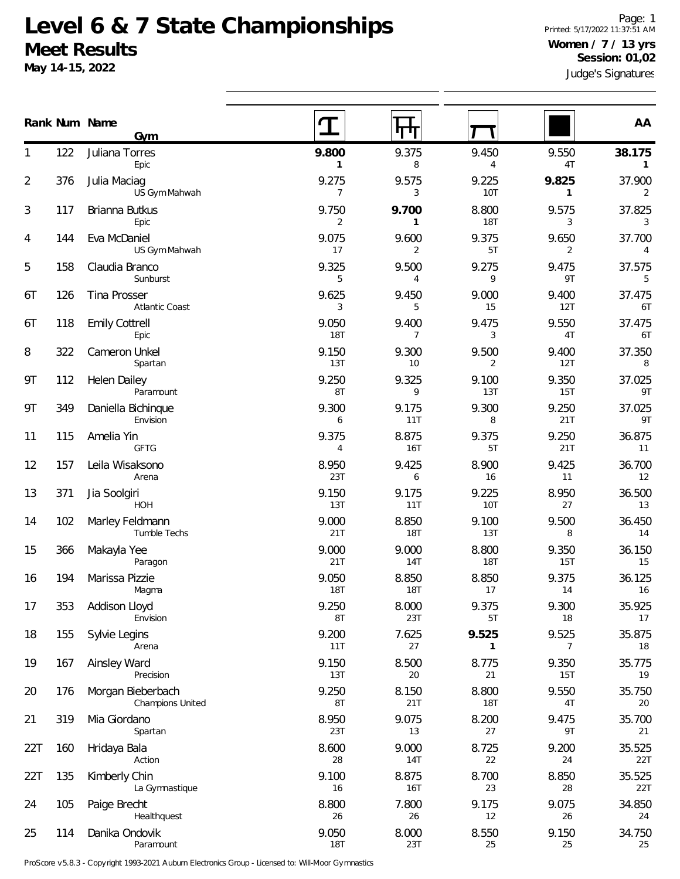# Level 6 & 7 State Championships

## Meet Results

**May 14-15, 2022**

Printed: 5/17/2022 11:37:51 AM

**Women / 7 / 13 yrs**
**Session: 01,02**

Judge's Signatures

| Rank | Num | Name / Gym | Vault | Bars | Beam | Floor | AA |
|---|---|---|---|---|---|---|---|
| 1 | 122 | Juliana Torres<br>Epic | **9.800**<br>1 | 9.375<br>8 | 9.450<br>4 | 9.550<br>4T | **38.175**<br>1 |
| 2 | 376 | Julia Maciag<br>US Gym Mahwah | 9.275<br>7 | 9.575<br>3 | 9.225<br>10T | **9.825**<br>1 | 37.900<br>2 |
| 3 | 117 | Brianna Butkus<br>Epic | 9.750<br>2 | **9.700**<br>1 | 8.800<br>18T | 9.575<br>3 | 37.825<br>3 |
| 4 | 144 | Eva McDaniel<br>US Gym Mahwah | 9.075<br>17 | 9.600<br>2 | 9.375<br>5T | 9.650<br>2 | 37.700<br>4 |
| 5 | 158 | Claudia Branco<br>Sunburst | 9.325<br>5 | 9.500<br>4 | 9.275<br>9 | 9.475<br>9T | 37.575<br>5 |
| 6T | 126 | Tina Prosser<br>Atlantic Coast | 9.625<br>3 | 9.450<br>5 | 9.000<br>15 | 9.400<br>12T | 37.475<br>6T |
| 6T | 118 | Emily Cottrell<br>Epic | 9.050<br>18T | 9.400<br>7 | 9.475<br>3 | 9.550<br>4T | 37.475<br>6T |
| 8 | 322 | Cameron Unkel<br>Spartan | 9.150<br>13T | 9.300<br>10 | 9.500<br>2 | 9.400<br>12T | 37.350<br>8 |
| 9T | 112 | Helen Dailey<br>Paramount | 9.250<br>8T | 9.325<br>9 | 9.100<br>13T | 9.350<br>15T | 37.025<br>9T |
| 9T | 349 | Daniella Bichinque<br>Envision | 9.300<br>6 | 9.175<br>11T | 9.300<br>8 | 9.250<br>21T | 37.025<br>9T |
| 11 | 115 | Amelia Yin<br>GFTG | 9.375<br>4 | 8.875<br>16T | 9.375<br>5T | 9.250<br>21T | 36.875<br>11 |
| 12 | 157 | Leila Wisaksono<br>Arena | 8.950<br>23T | 9.425<br>6 | 8.900<br>16 | 9.425<br>11 | 36.700<br>12 |
| 13 | 371 | Jia Soolgiri<br>HOH | 9.150<br>13T | 9.175<br>11T | 9.225<br>10T | 8.950<br>27 | 36.500<br>13 |
| 14 | 102 | Marley Feldmann<br>Tumble Techs | 9.000<br>21T | 8.850<br>18T | 9.100<br>13T | 9.500<br>8 | 36.450<br>14 |
| 15 | 366 | Makayla Yee<br>Paragon | 9.000<br>21T | 9.000<br>14T | 8.800<br>18T | 9.350<br>15T | 36.150<br>15 |
| 16 | 194 | Marissa Pizzie<br>Magma | 9.050<br>18T | 8.850<br>18T | 8.850<br>17 | 9.375<br>14 | 36.125<br>16 |
| 17 | 353 | Addison Lloyd<br>Envision | 9.250<br>8T | 8.000<br>23T | 9.375<br>5T | 9.300<br>18 | 35.925<br>17 |
| 18 | 155 | Sylvie Legins<br>Arena | 9.200<br>11T | 7.625<br>27 | **9.525**<br>1 | 9.525<br>7 | 35.875<br>18 |
| 19 | 167 | Ainsley Ward<br>Precision | 9.150<br>13T | 8.500<br>20 | 8.775<br>21 | 9.350<br>15T | 35.775<br>19 |
| 20 | 176 | Morgan Bieberbach<br>Champions United | 9.250<br>8T | 8.150<br>21T | 8.800<br>18T | 9.550<br>4T | 35.750<br>20 |
| 21 | 319 | Mia Giordano<br>Spartan | 8.950<br>23T | 9.075<br>13 | 8.200<br>27 | 9.475<br>9T | 35.700<br>21 |
| 22T | 160 | Hridaya Bala<br>Action | 8.600<br>28 | 9.000<br>14T | 8.725<br>22 | 9.200<br>24 | 35.525<br>22T |
| 22T | 135 | Kimberly Chin<br>La Gymnastique | 9.100<br>16 | 8.875<br>16T | 8.700<br>23 | 8.850<br>28 | 35.525<br>22T |
| 24 | 105 | Paige Brecht<br>Healthquest | 8.800<br>26 | 7.800<br>26 | 9.175<br>12 | 9.075<br>26 | 34.850<br>24 |
| 25 | 114 | Danika Ondovik<br>Paramount | 9.050<br>18T | 8.000<br>23T | 8.550<br>25 | 9.150<br>25 | 34.750<br>25 |

ProScore v5.8.3 - Copyright 1993-2021 Auburn Electronics Group - Licensed to: Will-Moor Gymnastics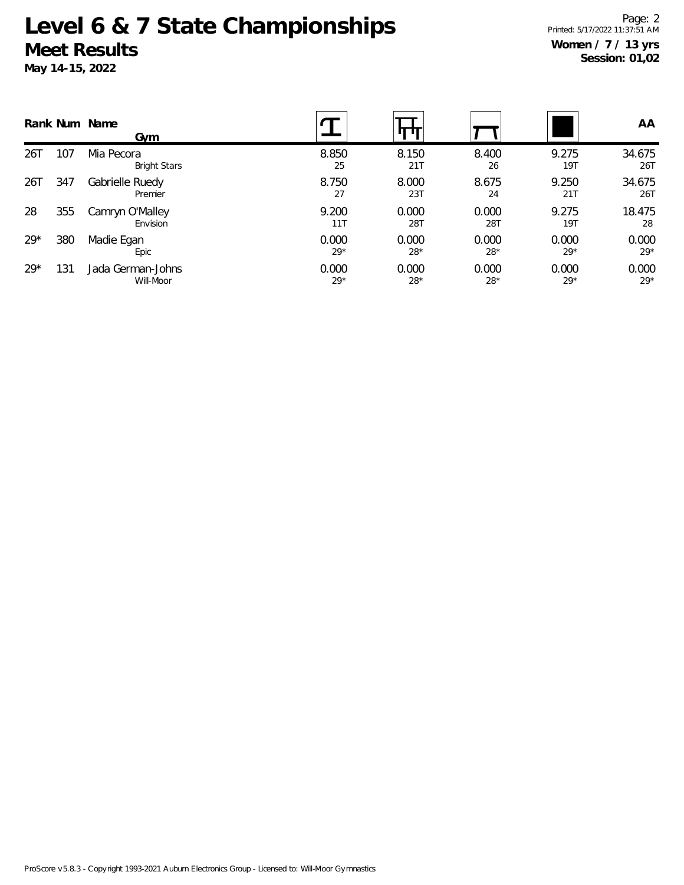# Level 6 & 7 State Championships

## Meet Results

**May 14-15, 2022**

**Women / 7 / 13 yrs**
**Session: 01,02**

| Rank | Num | Name / Gym | Vault | Bars | Beam | Floor | AA |
|---|---|---|---|---|---|---|---|
| 26T | 107 | Mia Pecora<br>Bright Stars | 8.850<br>25 | 8.150<br>21T | 8.400<br>26 | 9.275<br>19T | 34.675<br>26T |
| 26T | 347 | Gabrielle Ruedy<br>Premier | 8.750<br>27 | 8.000<br>23T | 8.675<br>24 | 9.250<br>21T | 34.675<br>26T |
| 28 | 355 | Camryn O'Malley<br>Envision | 9.200<br>11T | 0.000<br>28T | 0.000<br>28T | 9.275<br>19T | 18.475<br>28 |
| 29* | 380 | Madie Egan<br>Epic | 0.000<br>29* | 0.000<br>28* | 0.000<br>28* | 0.000<br>29* | 0.000<br>29* |
| 29* | 131 | Jada German-Johns<br>Will-Moor | 0.000<br>29* | 0.000<br>28* | 0.000<br>28* | 0.000<br>29* | 0.000<br>29* |

ProScore v5.8.3 - Copyright 1993-2021 Auburn Electronics Group - Licensed to: Will-Moor Gymnastics